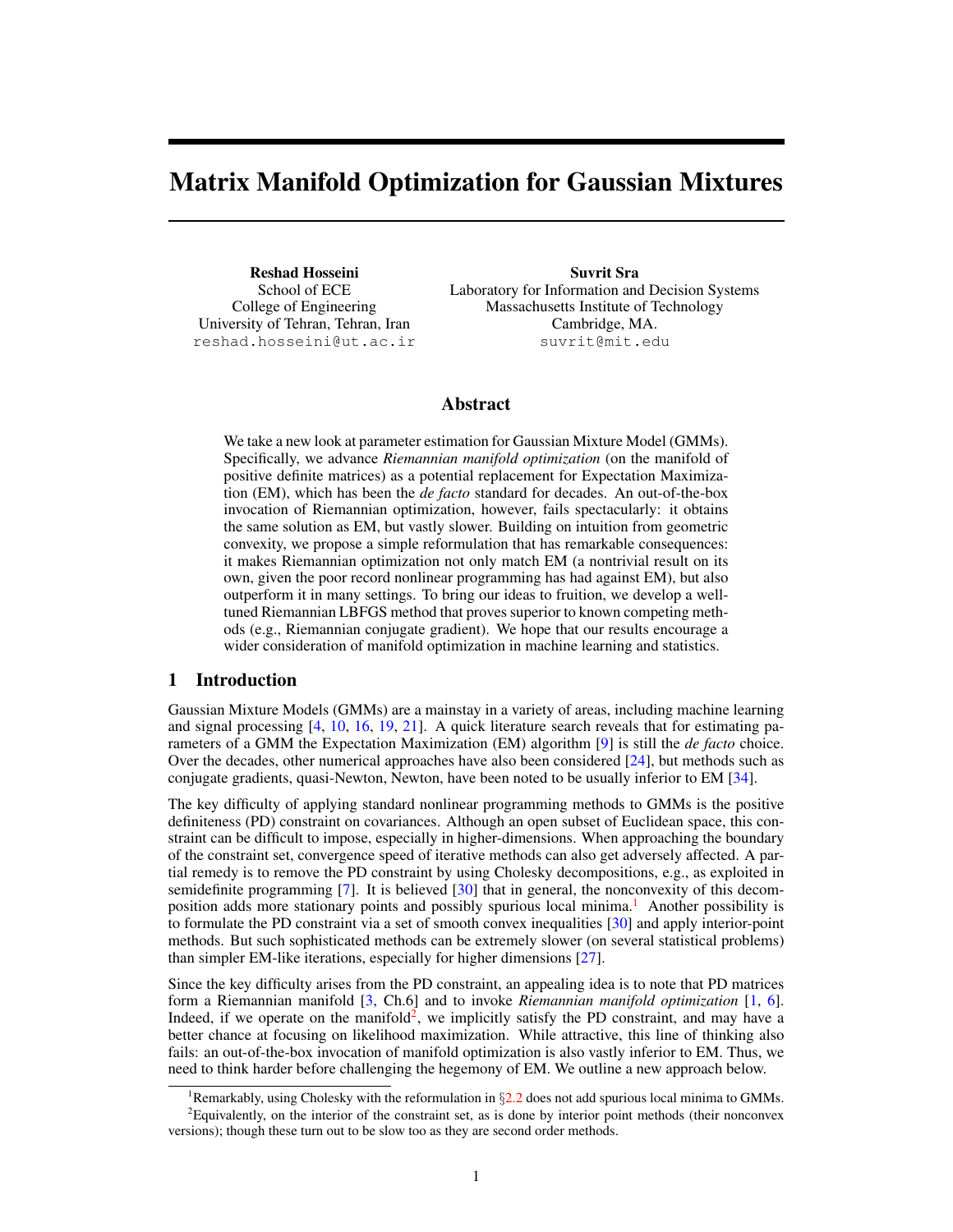# Matrix Manifold Optimization for Gaussian Mixtures

**Reshad Hosseini**
School of ECE
College of Engineering
University of Tehran, Tehran, Iran
`reshad.hosseini@ut.ac.ir`

**Suvrit Sra**
Laboratory for Information and Decision Systems
Massachusetts Institute of Technology
Cambridge, MA.
`suvrit@mit.edu`

## Abstract

We take a new look at parameter estimation for Gaussian Mixture Model (GMMs). Specifically, we advance *Riemannian manifold optimization* (on the manifold of positive definite matrices) as a potential replacement for Expectation Maximization (EM), which has been the *de facto* standard for decades. An out-of-the-box invocation of Riemannian optimization, however, fails spectacularly: it obtains the same solution as EM, but vastly slower. Building on intuition from geometric convexity, we propose a simple reformulation that has remarkable consequences: it makes Riemannian optimization not only match EM (a nontrivial result on its own, given the poor record nonlinear programming has had against EM), but also outperform it in many settings. To bring our ideas to fruition, we develop a well-tuned Riemannian LBFGS method that proves superior to known competing methods (e.g., Riemannian conjugate gradient). We hope that our results encourage a wider consideration of manifold optimization in machine learning and statistics.

## 1 Introduction

Gaussian Mixture Models (GMMs) are a mainstay in a variety of areas, including machine learning and signal processing [4, 10, 16, 19, 21]. A quick literature search reveals that for estimating parameters of a GMM the Expectation Maximization (EM) algorithm [9] is still the *de facto* choice. Over the decades, other numerical approaches have also been considered [24], but methods such as conjugate gradients, quasi-Newton, Newton, have been noted to be usually inferior to EM [34].

The key difficulty of applying standard nonlinear programming methods to GMMs is the positive definiteness (PD) constraint on covariances. Although an open subset of Euclidean space, this constraint can be difficult to impose, especially in higher-dimensions. When approaching the boundary of the constraint set, convergence speed of iterative methods can also get adversely affected. A partial remedy is to remove the PD constraint by using Cholesky decompositions, e.g., as exploited in semidefinite programming [7]. It is believed [30] that in general, the nonconvexity of this decomposition adds more stationary points and possibly spurious local minima.[1] Another possibility is to formulate the PD constraint via a set of smooth convex inequalities [30] and apply interior-point methods. But such sophisticated methods can be extremely slower (on several statistical problems) than simpler EM-like iterations, especially for higher dimensions [27].

Since the key difficulty arises from the PD constraint, an appealing idea is to note that PD matrices form a Riemannian manifold [3, Ch.6] and to invoke *Riemannian manifold optimization* [1, 6]. Indeed, if we operate on the manifold[2], we implicitly satisfy the PD constraint, and may have a better chance at focusing on likelihood maximization. While attractive, this line of thinking also fails: an out-of-the-box invocation of manifold optimization is also vastly inferior to EM. Thus, we need to think harder before challenging the hegemony of EM. We outline a new approach below.

---

[1] Remarkably, using Cholesky with the reformulation in §2.2 does not add spurious local minima to GMMs.

[2] Equivalently, on the interior of the constraint set, as is done by interior point methods (their nonconvex versions); though these turn out to be slow too as they are second order methods.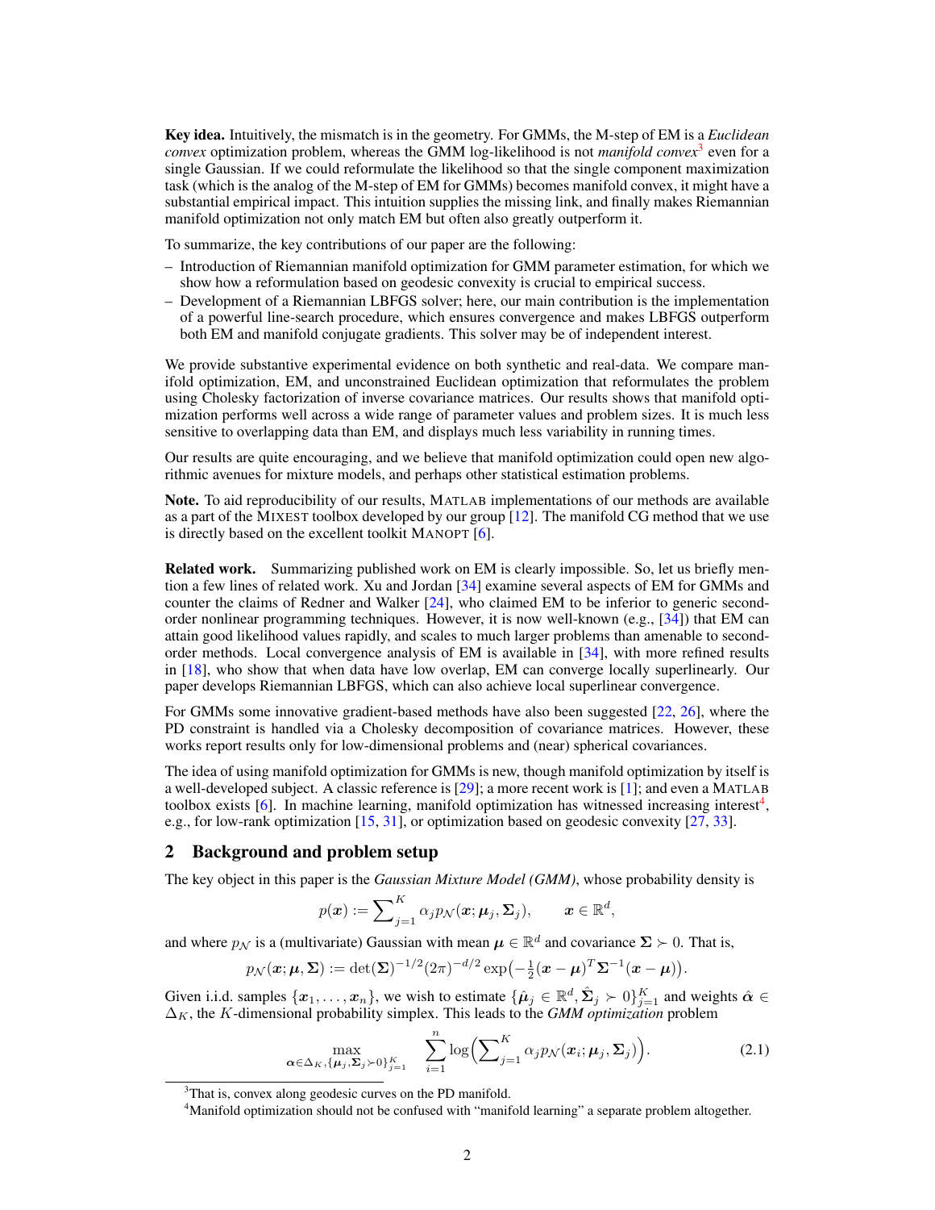**Key idea.** Intuitively, the mismatch is in the geometry. For GMMs, the M-step of EM is a *Euclidean convex* optimization problem, whereas the GMM log-likelihood is not *manifold convex*[3] even for a single Gaussian. If we could reformulate the likelihood so that the single component maximization task (which is the analog of the M-step of EM for GMMs) becomes manifold convex, it might have a substantial empirical impact. This intuition supplies the missing link, and finally makes Riemannian manifold optimization not only match EM but often also greatly outperform it.

To summarize, the key contributions of our paper are the following:

- Introduction of Riemannian manifold optimization for GMM parameter estimation, for which we show how a reformulation based on geodesic convexity is crucial to empirical success.
- Development of a Riemannian LBFGS solver; here, our main contribution is the implementation of a powerful line-search procedure, which ensures convergence and makes LBFGS outperform both EM and manifold conjugate gradients. This solver may be of independent interest.

We provide substantive experimental evidence on both synthetic and real-data. We compare manifold optimization, EM, and unconstrained Euclidean optimization that reformulates the problem using Cholesky factorization of inverse covariance matrices. Our results shows that manifold optimization performs well across a wide range of parameter values and problem sizes. It is much less sensitive to overlapping data than EM, and displays much less variability in running times.

Our results are quite encouraging, and we believe that manifold optimization could open new algorithmic avenues for mixture models, and perhaps other statistical estimation problems.

**Note.** To aid reproducibility of our results, MATLAB implementations of our methods are available as a part of the MIXEST toolbox developed by our group [12]. The manifold CG method that we use is directly based on the excellent toolkit MANOPT [6].

**Related work.** Summarizing published work on EM is clearly impossible. So, let us briefly mention a few lines of related work. Xu and Jordan [34] examine several aspects of EM for GMMs and counter the claims of Redner and Walker [24], who claimed EM to be inferior to generic second-order nonlinear programming techniques. However, it is now well-known (e.g., [34]) that EM can attain good likelihood values rapidly, and scales to much larger problems than amenable to second-order methods. Local convergence analysis of EM is available in [34], with more refined results in [18], who show that when data have low overlap, EM can converge locally superlinearly. Our paper develops Riemannian LBFGS, which can also achieve local superlinear convergence.

For GMMs some innovative gradient-based methods have also been suggested [22, 26], where the PD constraint is handled via a Cholesky decomposition of covariance matrices. However, these works report results only for low-dimensional problems and (near) spherical covariances.

The idea of using manifold optimization for GMMs is new, though manifold optimization by itself is a well-developed subject. A classic reference is [29]; a more recent work is [1]; and even a MATLAB toolbox exists [6]. In machine learning, manifold optimization has witnessed increasing interest[4], e.g., for low-rank optimization [15, 31], or optimization based on geodesic convexity [27, 33].

## 2 Background and problem setup

The key object in this paper is the *Gaussian Mixture Model (GMM)*, whose probability density is

$$p(\boldsymbol{x}) := \sum\nolimits_{j=1}^{K} \alpha_j p_{\mathcal{N}}(\boldsymbol{x}; \boldsymbol{\mu}_j, \boldsymbol{\Sigma}_j), \qquad \boldsymbol{x} \in \mathbb{R}^d,$$

and where $p_{\mathcal{N}}$ is a (multivariate) Gaussian with mean $\boldsymbol{\mu} \in \mathbb{R}^d$ and covariance $\boldsymbol{\Sigma} \succ 0$. That is,

$$p_{\mathcal{N}}(\boldsymbol{x}; \boldsymbol{\mu}, \boldsymbol{\Sigma}) := \det(\boldsymbol{\Sigma})^{-1/2}(2\pi)^{-d/2} \exp\big(-\tfrac{1}{2}(\boldsymbol{x}-\boldsymbol{\mu})^T \boldsymbol{\Sigma}^{-1}(\boldsymbol{x}-\boldsymbol{\mu})\big).$$

Given i.i.d. samples $\{\boldsymbol{x}_1, \ldots, \boldsymbol{x}_n\}$, we wish to estimate $\{\hat{\boldsymbol{\mu}}_j \in \mathbb{R}^d, \hat{\boldsymbol{\Sigma}}_j \succ 0\}_{j=1}^K$ and weights $\hat{\boldsymbol{\alpha}} \in \Delta_K$, the $K$-dimensional probability simplex. This leads to the *GMM optimization* problem

$$\max_{\boldsymbol{\alpha} \in \Delta_K, \{\boldsymbol{\mu}_j, \boldsymbol{\Sigma}_j \succ 0\}_{j=1}^K} \quad \sum_{i=1}^{n} \log\Big(\sum\nolimits_{j=1}^{K} \alpha_j p_{\mathcal{N}}(\boldsymbol{x}_i; \boldsymbol{\mu}_j, \boldsymbol{\Sigma}_j)\Big). \tag{2.1}$$

[3] That is, convex along geodesic curves on the PD manifold.

[4] Manifold optimization should not be confused with "manifold learning" a separate problem altogether.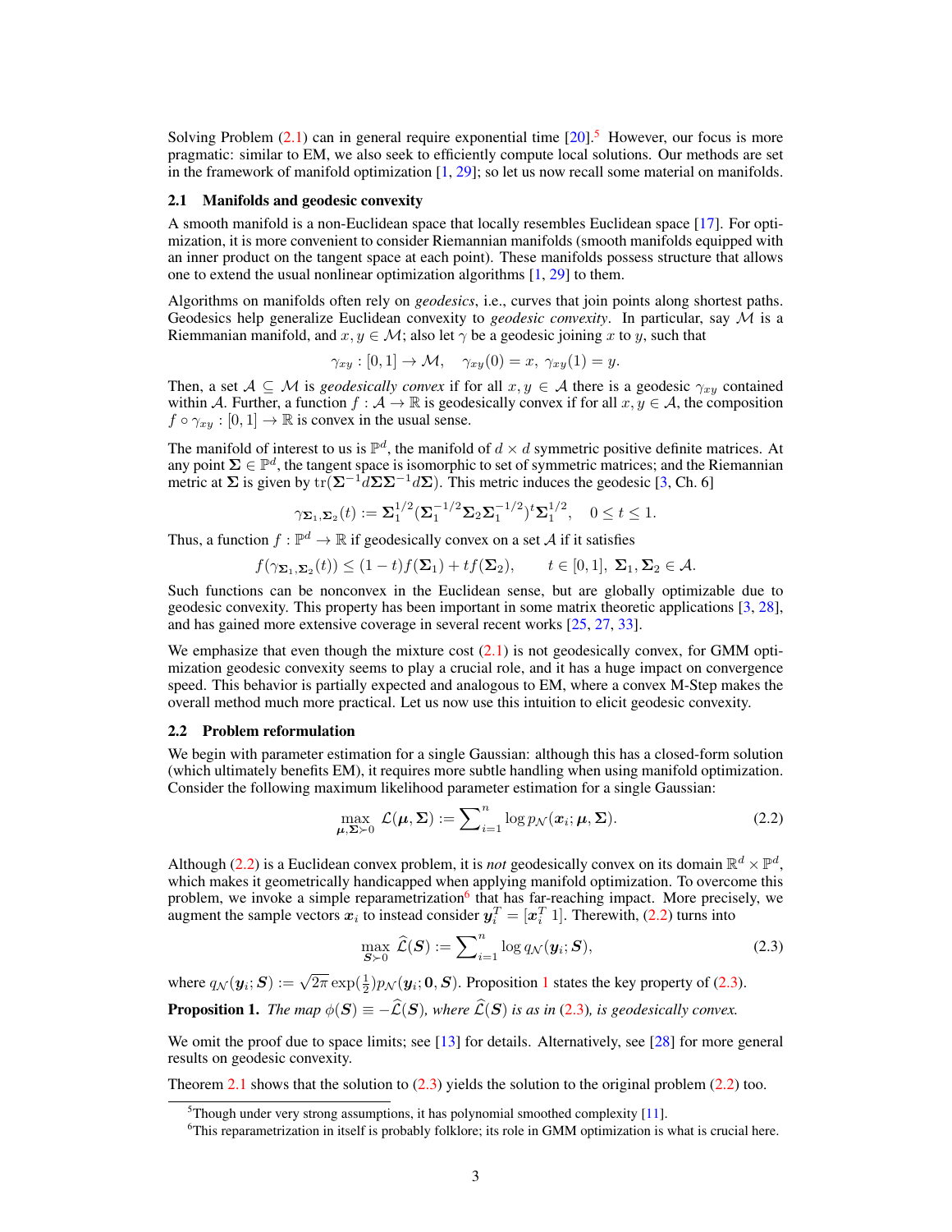Solving Problem (2.1) can in general require exponential time [20].[5] However, our focus is more pragmatic: similar to EM, we also seek to efficiently compute local solutions. Our methods are set in the framework of manifold optimization [1, 29]; so let us now recall some material on manifolds.

## 2.1 Manifolds and geodesic convexity

A smooth manifold is a non-Euclidean space that locally resembles Euclidean space [17]. For optimization, it is more convenient to consider Riemannian manifolds (smooth manifolds equipped with an inner product on the tangent space at each point). These manifolds possess structure that allows one to extend the usual nonlinear optimization algorithms [1, 29] to them.

Algorithms on manifolds often rely on *geodesics*, i.e., curves that join points along shortest paths. Geodesics help generalize Euclidean convexity to *geodesic convexity*. In particular, say $\mathcal{M}$ is a Riemannian manifold, and $x, y \in \mathcal{M}$; also let $\gamma$ be a geodesic joining $x$ to $y$, such that

$$\gamma_{xy} : [0, 1] \to \mathcal{M}, \quad \gamma_{xy}(0) = x, \; \gamma_{xy}(1) = y.$$

Then, a set $\mathcal{A} \subseteq \mathcal{M}$ is *geodesically convex* if for all $x, y \in \mathcal{A}$ there is a geodesic $\gamma_{xy}$ contained within $\mathcal{A}$. Further, a function $f : \mathcal{A} \to \mathbb{R}$ is geodesically convex if for all $x, y \in \mathcal{A}$, the composition $f \circ \gamma_{xy} : [0, 1] \to \mathbb{R}$ is convex in the usual sense.

The manifold of interest to us is $\mathbb{P}^d$, the manifold of $d \times d$ symmetric positive definite matrices. At any point $\boldsymbol{\Sigma} \in \mathbb{P}^d$, the tangent space is isomorphic to set of symmetric matrices; and the Riemannian metric at $\boldsymbol{\Sigma}$ is given by $\operatorname{tr}(\boldsymbol{\Sigma}^{-1} d\boldsymbol{\Sigma} \boldsymbol{\Sigma}^{-1} d\boldsymbol{\Sigma})$. This metric induces the geodesic [3, Ch. 6]

$$\gamma_{\boldsymbol{\Sigma}_1, \boldsymbol{\Sigma}_2}(t) := \boldsymbol{\Sigma}_1^{1/2} (\boldsymbol{\Sigma}_1^{-1/2} \boldsymbol{\Sigma}_2 \boldsymbol{\Sigma}_1^{-1/2})^t \boldsymbol{\Sigma}_1^{1/2}, \quad 0 \le t \le 1.$$

Thus, a function $f : \mathbb{P}^d \to \mathbb{R}$ if geodesically convex on a set $\mathcal{A}$ if it satisfies

$$f(\gamma_{\boldsymbol{\Sigma}_1, \boldsymbol{\Sigma}_2}(t)) \le (1 - t) f(\boldsymbol{\Sigma}_1) + t f(\boldsymbol{\Sigma}_2), \qquad t \in [0, 1], \; \boldsymbol{\Sigma}_1, \boldsymbol{\Sigma}_2 \in \mathcal{A}.$$

Such functions can be nonconvex in the Euclidean sense, but are globally optimizable due to geodesic convexity. This property has been important in some matrix theoretic applications [3, 28], and has gained more extensive coverage in several recent works [25, 27, 33].

We emphasize that even though the mixture cost (2.1) is not geodesically convex, for GMM optimization geodesic convexity seems to play a crucial role, and it has a huge impact on convergence speed. This behavior is partially expected and analogous to EM, where a convex M-Step makes the overall method much more practical. Let us now use this intuition to elicit geodesic convexity.

## 2.2 Problem reformulation

We begin with parameter estimation for a single Gaussian: although this has a closed-form solution (which ultimately benefits EM), it requires more subtle handling when using manifold optimization. Consider the following maximum likelihood parameter estimation for a single Gaussian:

$$\max_{\boldsymbol{\mu}, \boldsymbol{\Sigma} \succ 0} \; \mathcal{L}(\boldsymbol{\mu}, \boldsymbol{\Sigma}) := \sum\nolimits_{i=1}^{n} \log p_{\mathcal{N}}(\boldsymbol{x}_i; \boldsymbol{\mu}, \boldsymbol{\Sigma}). \tag{2.2}$$

Although (2.2) is a Euclidean convex problem, it is *not* geodesically convex on its domain $\mathbb{R}^d \times \mathbb{P}^d$, which makes it geometrically handicapped when applying manifold optimization. To overcome this problem, we invoke a simple reparametrization[6] that has far-reaching impact. More precisely, we augment the sample vectors $\boldsymbol{x}_i$ to instead consider $\boldsymbol{y}_i^T = [\boldsymbol{x}_i^T \; 1]$. Therewith, (2.2) turns into

$$\max_{\boldsymbol{S} \succ 0} \; \widehat{\mathcal{L}}(\boldsymbol{S}) := \sum\nolimits_{i=1}^{n} \log q_{\mathcal{N}}(\boldsymbol{y}_i; \boldsymbol{S}), \tag{2.3}$$

where $q_{\mathcal{N}}(\boldsymbol{y}_i; \boldsymbol{S}) := \sqrt{2\pi} \exp(\frac{1}{2}) p_{\mathcal{N}}(\boldsymbol{y}_i; \boldsymbol{0}, \boldsymbol{S})$. Proposition 1 states the key property of (2.3).

**Proposition 1.** *The map $\phi(\boldsymbol{S}) \equiv -\widehat{\mathcal{L}}(\boldsymbol{S})$, where $\widehat{\mathcal{L}}(\boldsymbol{S})$ is as in (2.3), is geodesically convex.*

We omit the proof due to space limits; see [13] for details. Alternatively, see [28] for more general results on geodesic convexity.

Theorem 2.1 shows that the solution to (2.3) yields the solution to the original problem (2.2) too.

[5] Though under very strong assumptions, it has polynomial smoothed complexity [11].

[6] This reparametrization in itself is probably folklore; its role in GMM optimization is what is crucial here.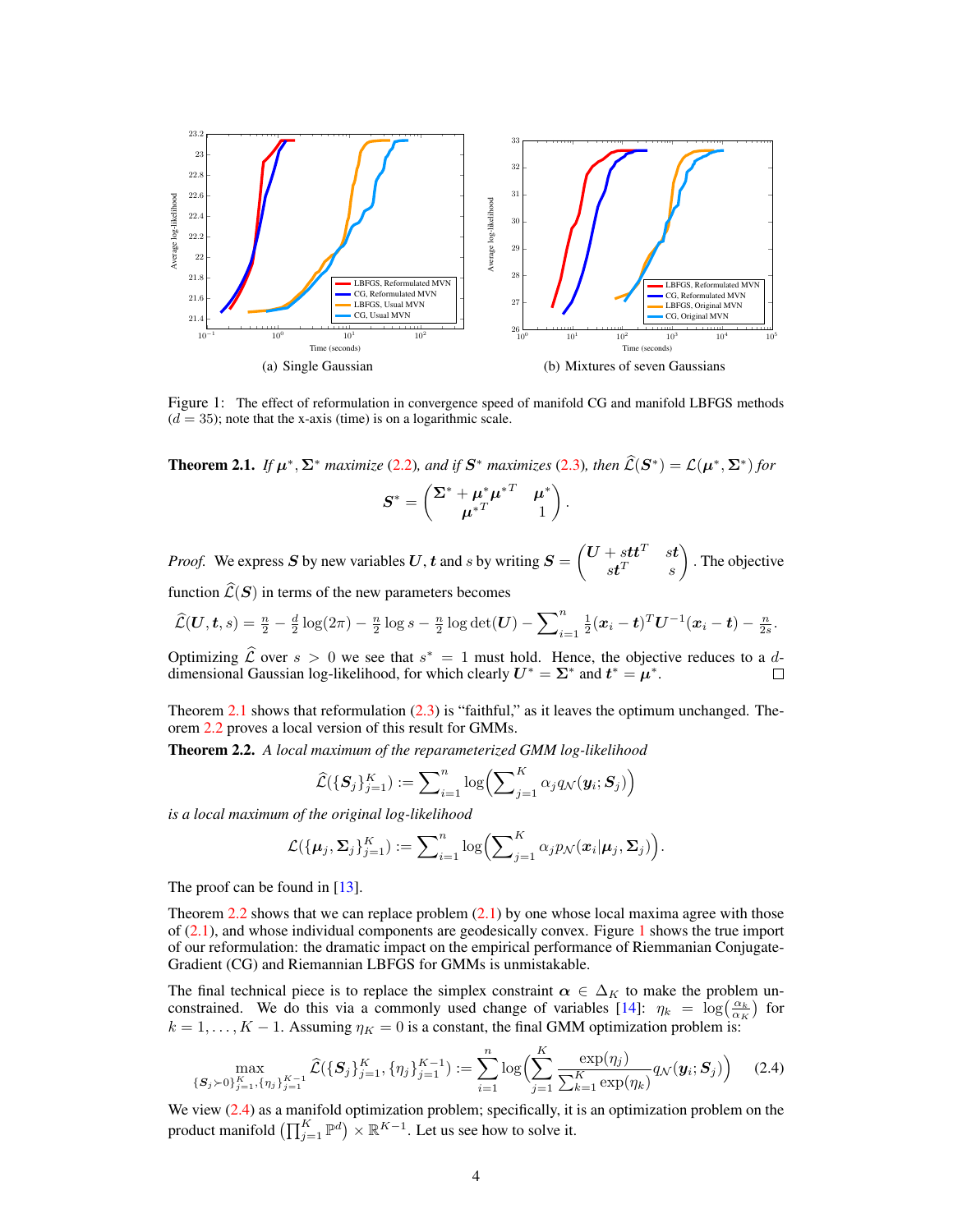(a) Single Gaussian

(b) Mixtures of seven Gaussians

Figure 1: The effect of reformulation in convergence speed of manifold CG and manifold LBFGS methods ($d = 35$); note that the x-axis (time) is on a logarithmic scale.

**Theorem 2.1.** *If $\boldsymbol{\mu}^*, \boldsymbol{\Sigma}^*$ maximize (2.2), and if $\boldsymbol{S}^*$ maximizes (2.3), then $\widehat{\mathcal{L}}(\boldsymbol{S}^*) = \mathcal{L}(\boldsymbol{\mu}^*, \boldsymbol{\Sigma}^*)$ for*

$$\boldsymbol{S}^* = \begin{pmatrix} \boldsymbol{\Sigma}^* + \boldsymbol{\mu}^* \boldsymbol{\mu}^{*T} & \boldsymbol{\mu}^* \\ \boldsymbol{\mu}^{*T} & 1 \end{pmatrix}.$$

*Proof.* We express $\boldsymbol{S}$ by new variables $\boldsymbol{U}, \boldsymbol{t}$ and $s$ by writing $\boldsymbol{S} = \begin{pmatrix} \boldsymbol{U} + s\boldsymbol{t}\boldsymbol{t}^T & s\boldsymbol{t} \\ s\boldsymbol{t}^T & s \end{pmatrix}$. The objective function $\widehat{\mathcal{L}}(\boldsymbol{S})$ in terms of the new parameters becomes

$$\widehat{\mathcal{L}}(\boldsymbol{U}, \boldsymbol{t}, s) = \tfrac{n}{2} - \tfrac{d}{2}\log(2\pi) - \tfrac{n}{2}\log s - \tfrac{n}{2}\log\det(\boldsymbol{U}) - \sum\nolimits_{i=1}^{n} \tfrac{1}{2}(\boldsymbol{x}_i - \boldsymbol{t})^T \boldsymbol{U}^{-1}(\boldsymbol{x}_i - \boldsymbol{t}) - \tfrac{n}{2s}.$$

Optimizing $\widehat{\mathcal{L}}$ over $s > 0$ we see that $s^* = 1$ must hold. Hence, the objective reduces to a $d$-dimensional Gaussian log-likelihood, for which clearly $\boldsymbol{U}^* = \boldsymbol{\Sigma}^*$ and $\boldsymbol{t}^* = \boldsymbol{\mu}^*$. □

Theorem 2.1 shows that reformulation (2.3) is "faithful," as it leaves the optimum unchanged. Theorem 2.2 proves a local version of this result for GMMs.

**Theorem 2.2.** *A local maximum of the reparameterized GMM log-likelihood*

$$\widehat{\mathcal{L}}(\{\boldsymbol{S}_j\}_{j=1}^K) := \sum\nolimits_{i=1}^{n} \log\Big(\sum\nolimits_{j=1}^{K} \alpha_j q_{\mathcal{N}}(\boldsymbol{y}_i; \boldsymbol{S}_j)\Big)$$

*is a local maximum of the original log-likelihood*

$$\mathcal{L}(\{\boldsymbol{\mu}_j, \boldsymbol{\Sigma}_j\}_{j=1}^K) := \sum\nolimits_{i=1}^{n} \log\Big(\sum\nolimits_{j=1}^{K} \alpha_j p_{\mathcal{N}}(\boldsymbol{x}_i | \boldsymbol{\mu}_j, \boldsymbol{\Sigma}_j)\Big).$$

The proof can be found in [13].

Theorem 2.2 shows that we can replace problem (2.1) by one whose local maxima agree with those of (2.1), and whose individual components are geodesically convex. Figure 1 shows the true import of our reformulation: the dramatic impact on the empirical performance of Riemmanian Conjugate-Gradient (CG) and Riemannian LBFGS for GMMs is unmistakable.

The final technical piece is to replace the simplex constraint $\boldsymbol{\alpha} \in \Delta_K$ to make the problem unconstrained. We do this via a commonly used change of variables [14]: $\eta_k = \log\big(\frac{\alpha_k}{\alpha_K}\big)$ for $k = 1, \ldots, K-1$. Assuming $\eta_K = 0$ is a constant, the final GMM optimization problem is:

$$\max_{\{\boldsymbol{S}_j \succ 0\}_{j=1}^K, \{\eta_j\}_{j=1}^{K-1}} \widehat{\mathcal{L}}(\{\boldsymbol{S}_j\}_{j=1}^K, \{\eta_j\}_{j=1}^{K-1}) := \sum_{i=1}^{n} \log\Big(\sum_{j=1}^{K} \frac{\exp(\eta_j)}{\sum_{k=1}^{K}\exp(\eta_k)} q_{\mathcal{N}}(\boldsymbol{y}_i; \boldsymbol{S}_j)\Big) \tag{2.4}$$

We view (2.4) as a manifold optimization problem; specifically, it is an optimization problem on the product manifold $\big(\prod_{j=1}^{K} \mathbb{P}^d\big) \times \mathbb{R}^{K-1}$. Let us see how to solve it.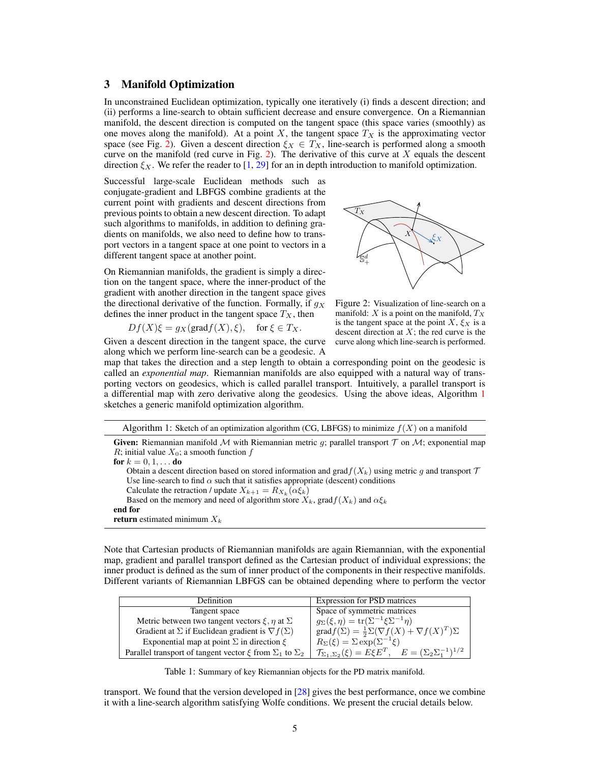## 3 Manifold Optimization

In unconstrained Euclidean optimization, typically one iteratively (i) finds a descent direction; and (ii) performs a line-search to obtain sufficient decrease and ensure convergence. On a Riemannian manifold, the descent direction is computed on the tangent space (this space varies (smoothly) as one moves along the manifold). At a point $X$, the tangent space $T_X$ is the approximating vector space (see Fig. 2). Given a descent direction $\xi_X \in T_X$, line-search is performed along a smooth curve on the manifold (red curve in Fig. 2). The derivative of this curve at $X$ equals the descent direction $\xi_X$. We refer the reader to [1, 29] for an in depth introduction to manifold optimization.

Successful large-scale Euclidean methods such as conjugate-gradient and LBFGS combine gradients at the current point with gradients and descent directions from previous points to obtain a new descent direction. To adapt such algorithms to manifolds, in addition to defining gradients on manifolds, we also need to define how to transport vectors in a tangent space at one point to vectors in a different tangent space at another point.

On Riemannian manifolds, the gradient is simply a direction on the tangent space, where the inner-product of the gradient with another direction in the tangent space gives the directional derivative of the function. Formally, if $g_X$ defines the inner product in the tangent space $T_X$, then

$$Df(X)\xi = g_X(\operatorname{grad} f(X), \xi), \quad \text{for } \xi \in T_X.$$

Given a descent direction in the tangent space, the curve along which we perform line-search can be a geodesic. A map that takes the direction and a step length to obtain a corresponding point on the geodesic is called an *exponential map*. Riemannian manifolds are also equipped with a natural way of transporting vectors on geodesics, which is called parallel transport. Intuitively, a parallel transport is a differential map with zero derivative along the geodesics. Using the above ideas, Algorithm 1 sketches a generic manifold optimization algorithm.

Figure 2: Visualization of line-search on a manifold: $X$ is a point on the manifold, $T_X$ is the tangent space at the point $X$, $\xi_X$ is a descent direction at $X$; the red curve is the curve along which line-search is performed.

---

Algorithm 1: Sketch of an optimization algorithm (CG, LBFGS) to minimize $f(X)$ on a manifold

**Given:** Riemannian manifold $\mathcal{M}$ with Riemannian metric $g$; parallel transport $\mathcal{T}$ on $\mathcal{M}$; exponential map $R$; initial value $X_0$; a smooth function $f$

**for** $k = 0, 1, \ldots$ **do**

  Obtain a descent direction based on stored information and $\operatorname{grad} f(X_k)$ using metric $g$ and transport $\mathcal{T}$

  Use line-search to find $\alpha$ such that it satisfies appropriate (descent) conditions

  Calculate the retraction / update $X_{k+1} = R_{X_k}(\alpha\xi_k)$

  Based on the memory and need of algorithm store $X_k$, $\operatorname{grad} f(X_k)$ and $\alpha\xi_k$

**end for**

**return** estimated minimum $X_k$

---

Note that Cartesian products of Riemannian manifolds are again Riemannian, with the exponential map, gradient and parallel transport defined as the Cartesian product of individual expressions; the inner product is defined as the sum of inner product of the components in their respective manifolds. Different variants of Riemannian LBFGS can be obtained depending where to perform the vector transport. We found that the version developed in [28] gives the best performance, once we combine it with a line-search algorithm satisfying Wolfe conditions. We present the crucial details below.

| Definition | Expression for PSD matrices |
|---|---|
| Tangent space | Space of symmetric matrices |
| Metric between two tangent vectors $\xi, \eta$ at $\Sigma$ | $g_\Sigma(\xi, \eta) = \operatorname{tr}(\Sigma^{-1}\xi\Sigma^{-1}\eta)$ |
| Gradient at $\Sigma$ if Euclidean gradient is $\nabla f(\Sigma)$ | $\operatorname{grad} f(\Sigma) = \frac{1}{2}\Sigma(\nabla f(X) + \nabla f(X)^T)\Sigma$ |
| Exponential map at point $\Sigma$ in direction $\xi$ | $R_\Sigma(\xi) = \Sigma \exp(\Sigma^{-1}\xi)$ |
| Parallel transport of tangent vector $\xi$ from $\Sigma_1$ to $\Sigma_2$ | $\mathcal{T}_{\Sigma_1,\Sigma_2}(\xi) = E\xi E^T, \quad E = (\Sigma_2\Sigma_1^{-1})^{1/2}$ |

Table 1: Summary of key Riemannian objects for the PD matrix manifold.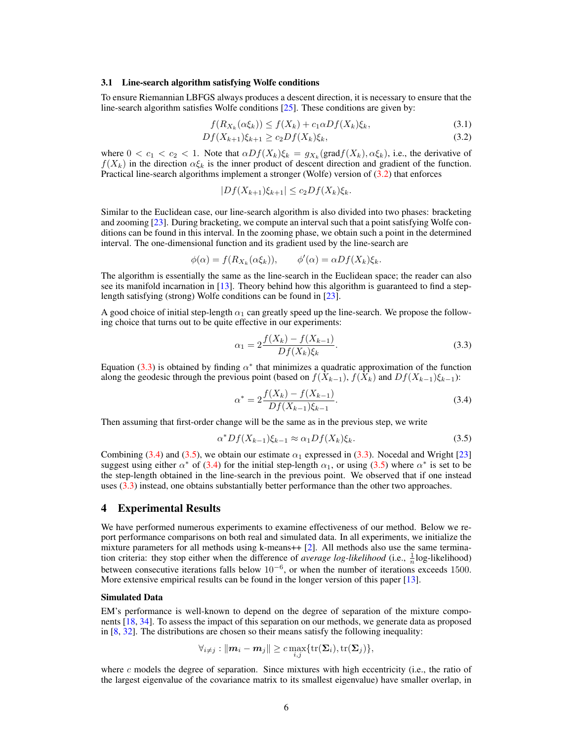### 3.1 Line-search algorithm satisfying Wolfe conditions

To ensure Riemannian LBFGS always produces a descent direction, it is necessary to ensure that the line-search algorithm satisfies Wolfe conditions [25]. These conditions are given by:

$$f(R_{X_k}(\alpha\xi_k)) \leq f(X_k) + c_1\alpha Df(X_k)\xi_k, \tag{3.1}$$

$$Df(X_{k+1})\xi_{k+1} \geq c_2 Df(X_k)\xi_k, \tag{3.2}$$

where $0 < c_1 < c_2 < 1$. Note that $\alpha Df(X_k)\xi_k = g_{X_k}(\text{grad}f(X_k), \alpha\xi_k)$, i.e., the derivative of $f(X_k)$ in the direction $\alpha\xi_k$ is the inner product of descent direction and gradient of the function. Practical line-search algorithms implement a stronger (Wolfe) version of (3.2) that enforces

$$|Df(X_{k+1})\xi_{k+1}| \leq c_2 Df(X_k)\xi_k.$$

Similar to the Euclidean case, our line-search algorithm is also divided into two phases: bracketing and zooming [23]. During bracketing, we compute an interval such that a point satisfying Wolfe conditions can be found in this interval. In the zooming phase, we obtain such a point in the determined interval. The one-dimensional function and its gradient used by the line-search are

$$\phi(\alpha) = f(R_{X_k}(\alpha\xi_k)), \qquad \phi'(\alpha) = \alpha Df(X_k)\xi_k.$$

The algorithm is essentially the same as the line-search in the Euclidean space; the reader can also see its manifold incarnation in [13]. Theory behind how this algorithm is guaranteed to find a step-length satisfying (strong) Wolfe conditions can be found in [23].

A good choice of initial step-length $\alpha_1$ can greatly speed up the line-search. We propose the following choice that turns out to be quite effective in our experiments:

$$\alpha_1 = 2\frac{f(X_k) - f(X_{k-1})}{Df(X_k)\xi_k}. \tag{3.3}$$

Equation (3.3) is obtained by finding $\alpha^*$ that minimizes a quadratic approximation of the function along the geodesic through the previous point (based on $f(X_{k-1})$, $f(X_k)$ and $Df(X_{k-1})\xi_{k-1}$):

$$\alpha^* = 2\frac{f(X_k) - f(X_{k-1})}{Df(X_{k-1})\xi_{k-1}}. \tag{3.4}$$

Then assuming that first-order change will be the same as in the previous step, we write

$$\alpha^* Df(X_{k-1})\xi_{k-1} \approx \alpha_1 Df(X_k)\xi_k. \tag{3.5}$$

Combining (3.4) and (3.5), we obtain our estimate $\alpha_1$ expressed in (3.3). Nocedal and Wright [23] suggest using either $\alpha^*$ of (3.4) for the initial step-length $\alpha_1$, or using (3.5) where $\alpha^*$ is set to be the step-length obtained in the line-search in the previous point. We observed that if one instead uses (3.3) instead, one obtains substantially better performance than the other two approaches.

## 4 Experimental Results

We have performed numerous experiments to examine effectiveness of our method. Below we report performance comparisons on both real and simulated data. In all experiments, we initialize the mixture parameters for all methods using k-means++ [2]. All methods also use the same termination criteria: they stop either when the difference of *average log-likelihood* (i.e., $\frac{1}{n}$log-likelihood) between consecutive iterations falls below $10^{-6}$, or when the number of iterations exceeds 1500. More extensive empirical results can be found in the longer version of this paper [13].

**Simulated Data**

EM's performance is well-known to depend on the degree of separation of the mixture components [18, 34]. To assess the impact of this separation on our methods, we generate data as proposed in [8, 32]. The distributions are chosen so their means satisfy the following inequality:

$$\forall_{i \neq j} : \|\boldsymbol{m}_i - \boldsymbol{m}_j\| \geq c \max_{i,j}\{\text{tr}(\boldsymbol{\Sigma}_i), \text{tr}(\boldsymbol{\Sigma}_j)\},$$

where $c$ models the degree of separation. Since mixtures with high eccentricity (i.e., the ratio of the largest eigenvalue of the covariance matrix to its smallest eigenvalue) have smaller overlap, in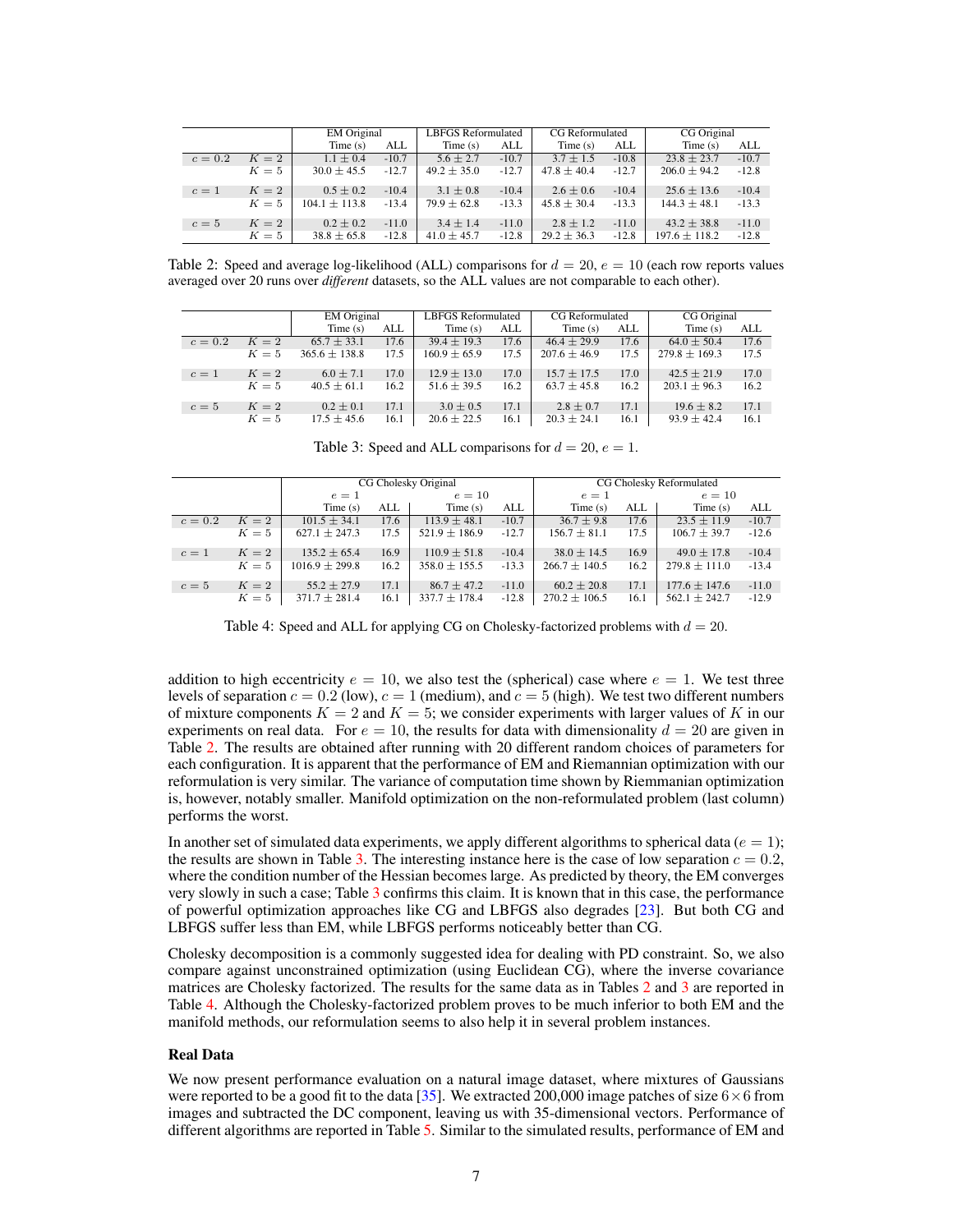|  |  | EM Original |  | LBFGS Reformulated |  | CG Reformulated |  | CG Original |  |
|---|---|---|---|---|---|---|---|---|---|
|  |  | Time (s) | ALL | Time (s) | ALL | Time (s) | ALL | Time (s) | ALL |
| $c = 0.2$ | $K = 2$ | $1.1 \pm 0.4$ | -10.7 | $5.6 \pm 2.7$ | -10.7 | $3.7 \pm 1.5$ | -10.8 | $23.8 \pm 23.7$ | -10.7 |
|  | $K = 5$ | $30.0 \pm 45.5$ | -12.7 | $49.2 \pm 35.0$ | -12.7 | $47.8 \pm 40.4$ | -12.7 | $206.0 \pm 94.2$ | -12.8 |
| $c = 1$ | $K = 2$ | $0.5 \pm 0.2$ | -10.4 | $3.1 \pm 0.8$ | -10.4 | $2.6 \pm 0.6$ | -10.4 | $25.6 \pm 13.6$ | -10.4 |
|  | $K = 5$ | $104.1 \pm 113.8$ | -13.4 | $79.9 \pm 62.8$ | -13.3 | $45.8 \pm 30.4$ | -13.3 | $144.3 \pm 48.1$ | -13.3 |
| $c = 5$ | $K = 2$ | $0.2 \pm 0.2$ | -11.0 | $3.4 \pm 1.4$ | -11.0 | $2.8 \pm 1.2$ | -11.0 | $43.2 \pm 38.8$ | -11.0 |
|  | $K = 5$ | $38.8 \pm 65.8$ | -12.8 | $41.0 \pm 45.7$ | -12.8 | $29.2 \pm 36.3$ | -12.8 | $197.6 \pm 118.2$ | -12.8 |

Table 2: Speed and average log-likelihood (ALL) comparisons for $d = 20$, $e = 10$ (each row reports values averaged over 20 runs over *different* datasets, so the ALL values are not comparable to each other).

|  |  | EM Original |  | LBFGS Reformulated |  | CG Reformulated |  | CG Original |  |
|---|---|---|---|---|---|---|---|---|---|
|  |  | Time (s) | ALL | Time (s) | ALL | Time (s) | ALL | Time (s) | ALL |
| $c = 0.2$ | $K = 2$ | $65.7 \pm 33.1$ | 17.6 | $39.4 \pm 19.3$ | 17.6 | $46.4 \pm 29.9$ | 17.6 | $64.0 \pm 50.4$ | 17.6 |
|  | $K = 5$ | $365.6 \pm 138.8$ | 17.5 | $160.9 \pm 65.9$ | 17.5 | $207.6 \pm 46.9$ | 17.5 | $279.8 \pm 169.3$ | 17.5 |
| $c = 1$ | $K = 2$ | $6.0 \pm 7.1$ | 17.0 | $12.9 \pm 13.0$ | 17.0 | $15.7 \pm 17.5$ | 17.0 | $42.5 \pm 21.9$ | 17.0 |
|  | $K = 5$ | $40.5 \pm 61.1$ | 16.2 | $51.6 \pm 39.5$ | 16.2 | $63.7 \pm 45.8$ | 16.2 | $203.1 \pm 96.3$ | 16.2 |
| $c = 5$ | $K = 2$ | $0.2 \pm 0.1$ | 17.1 | $3.0 \pm 0.5$ | 17.1 | $2.8 \pm 0.7$ | 17.1 | $19.6 \pm 8.2$ | 17.1 |
|  | $K = 5$ | $17.5 \pm 45.6$ | 16.1 | $20.6 \pm 22.5$ | 16.1 | $20.3 \pm 24.1$ | 16.1 | $93.9 \pm 42.4$ | 16.1 |

Table 3: Speed and ALL comparisons for $d = 20$, $e = 1$.

|  |  | CG Cholesky Original |  |  |  | CG Cholesky Reformulated |  |  |  |
|---|---|---|---|---|---|---|---|---|---|
|  |  | $e = 1$ |  | $e = 10$ |  | $e = 1$ |  | $e = 10$ |  |
|  |  | Time (s) | ALL | Time (s) | ALL | Time (s) | ALL | Time (s) | ALL |
| $c = 0.2$ | $K = 2$ | $101.5 \pm 34.1$ | 17.6 | $113.9 \pm 48.1$ | -10.7 | $36.7 \pm 9.8$ | 17.6 | $23.5 \pm 11.9$ | -10.7 |
|  | $K = 5$ | $627.1 \pm 247.3$ | 17.5 | $521.9 \pm 186.9$ | -12.7 | $156.7 \pm 81.1$ | 17.5 | $106.7 \pm 39.7$ | -12.6 |
| $c = 1$ | $K = 2$ | $135.2 \pm 65.4$ | 16.9 | $110.9 \pm 51.8$ | -10.4 | $38.0 \pm 14.5$ | 16.9 | $49.0 \pm 17.8$ | -10.4 |
|  | $K = 5$ | $1016.9 \pm 299.8$ | 16.2 | $358.0 \pm 155.5$ | -13.3 | $266.7 \pm 140.5$ | 16.2 | $279.8 \pm 111.0$ | -13.4 |
| $c = 5$ | $K = 2$ | $55.2 \pm 27.9$ | 17.1 | $86.7 \pm 47.2$ | -11.0 | $60.2 \pm 20.8$ | 17.1 | $177.6 \pm 147.6$ | -11.0 |
|  | $K = 5$ | $371.7 \pm 281.4$ | 16.1 | $337.7 \pm 178.4$ | -12.8 | $270.2 \pm 106.5$ | 16.1 | $562.1 \pm 242.7$ | -12.9 |

Table 4: Speed and ALL for applying CG on Cholesky-factorized problems with $d = 20$.

addition to high eccentricity $e = 10$, we also test the (spherical) case where $e = 1$. We test three levels of separation $c = 0.2$ (low), $c = 1$ (medium), and $c = 5$ (high). We test two different numbers of mixture components $K = 2$ and $K = 5$; we consider experiments with larger values of $K$ in our experiments on real data. For $e = 10$, the results for data with dimensionality $d = 20$ are given in Table 2. The results are obtained after running with 20 different random choices of parameters for each configuration. It is apparent that the performance of EM and Riemannian optimization with our reformulation is very similar. The variance of computation time shown by Riemmanian optimization is, however, notably smaller. Manifold optimization on the non-reformulated problem (last column) performs the worst.

In another set of simulated data experiments, we apply different algorithms to spherical data ($e = 1$); the results are shown in Table 3. The interesting instance here is the case of low separation $c = 0.2$, where the condition number of the Hessian becomes large. As predicted by theory, the EM converges very slowly in such a case; Table 3 confirms this claim. It is known that in this case, the performance of powerful optimization approaches like CG and LBFGS also degrades [23]. But both CG and LBFGS suffer less than EM, while LBFGS performs noticeably better than CG.

Cholesky decomposition is a commonly suggested idea for dealing with PD constraint. So, we also compare against unconstrained optimization (using Euclidean CG), where the inverse covariance matrices are Cholesky factorized. The results for the same data as in Tables 2 and 3 are reported in Table 4. Although the Cholesky-factorized problem proves to be much inferior to both EM and the manifold methods, our reformulation seems to also help it in several problem instances.

### Real Data

We now present performance evaluation on a natural image dataset, where mixtures of Gaussians were reported to be a good fit to the data [35]. We extracted 200,000 image patches of size $6 \times 6$ from images and subtracted the DC component, leaving us with 35-dimensional vectors. Performance of different algorithms are reported in Table 5. Similar to the simulated results, performance of EM and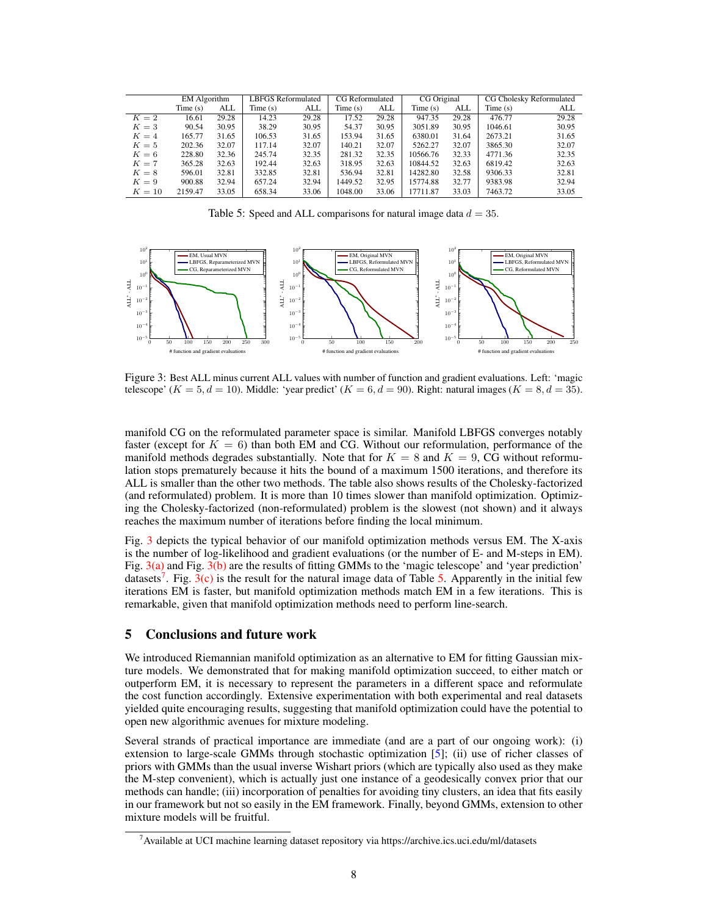| | EM Algorithm | | LBFGS Reformulated | | CG Reformulated | | CG Original | | CG Cholesky Reformulated | |
|---|---|---|---|---|---|---|---|---|---|---|
| | Time (s) | ALL | Time (s) | ALL | Time (s) | ALL | Time (s) | ALL | Time (s) | ALL |
| $K=2$ | 16.61 | 29.28 | 14.23 | 29.28 | 17.52 | 29.28 | 947.35 | 29.28 | 476.77 | 29.28 |
| $K=3$ | 90.54 | 30.95 | 38.29 | 30.95 | 54.37 | 30.95 | 3051.89 | 30.95 | 1046.61 | 30.95 |
| $K=4$ | 165.77 | 31.65 | 106.53 | 31.65 | 153.94 | 31.65 | 6380.01 | 31.64 | 2673.21 | 31.65 |
| $K=5$ | 202.36 | 32.07 | 117.14 | 32.07 | 140.21 | 32.07 | 5262.27 | 32.07 | 3865.30 | 32.07 |
| $K=6$ | 228.80 | 32.36 | 245.74 | 32.35 | 281.32 | 32.35 | 10566.76 | 32.33 | 4771.36 | 32.35 |
| $K=7$ | 365.28 | 32.63 | 192.44 | 32.63 | 318.95 | 32.63 | 10844.52 | 32.63 | 6819.42 | 32.63 |
| $K=8$ | 596.01 | 32.81 | 332.85 | 32.81 | 536.94 | 32.81 | 14282.80 | 32.58 | 9306.33 | 32.81 |
| $K=9$ | 900.88 | 32.94 | 657.24 | 32.94 | 1449.52 | 32.95 | 15774.88 | 32.77 | 9383.98 | 32.94 |
| $K=10$ | 2159.47 | 33.05 | 658.34 | 33.06 | 1048.00 | 33.06 | 17711.87 | 33.03 | 7463.72 | 33.05 |

Table 5: Speed and ALL comparisons for natural image data $d = 35$.

Figure 3: Best ALL minus current ALL values with number of function and gradient evaluations. Left: 'magic telescope' ($K = 5, d = 10$). Middle: 'year predict' ($K = 6, d = 90$). Right: natural images ($K = 8, d = 35$).

manifold CG on the reformulated parameter space is similar. Manifold LBFGS converges notably faster (except for $K = 6$) than both EM and CG. Without our reformulation, performance of the manifold methods degrades substantially. Note that for $K = 8$ and $K = 9$, CG without reformulation stops prematurely because it hits the bound of a maximum 1500 iterations, and therefore its ALL is smaller than the other two methods. The table also shows results of the Cholesky-factorized (and reformulated) problem. It is more than 10 times slower than manifold optimization. Optimizing the Cholesky-factorized (non-reformulated) problem is the slowest (not shown) and it always reaches the maximum number of iterations before finding the local minimum.

Fig. 3 depicts the typical behavior of our manifold optimization methods versus EM. The X-axis is the number of log-likelihood and gradient evaluations (or the number of E- and M-steps in EM). Fig. 3(a) and Fig. 3(b) are the results of fitting GMMs to the 'magic telescope' and 'year prediction' datasets[7]. Fig. 3(c) is the result for the natural image data of Table 5. Apparently in the initial few iterations EM is faster, but manifold optimization methods match EM in a few iterations. This is remarkable, given that manifold optimization methods need to perform line-search.

## 5 Conclusions and future work

We introduced Riemannian manifold optimization as an alternative to EM for fitting Gaussian mixture models. We demonstrated that for making manifold optimization succeed, to either match or outperform EM, it is necessary to represent the parameters in a different space and reformulate the cost function accordingly. Extensive experimentation with both experimental and real datasets yielded quite encouraging results, suggesting that manifold optimization could have the potential to open new algorithmic avenues for mixture modeling.

Several strands of practical importance are immediate (and are a part of our ongoing work): (i) extension to large-scale GMMs through stochastic optimization [5]; (ii) use of richer classes of priors with GMMs than the usual inverse Wishart priors (which are typically also used as they make the M-step convenient), which is actually just one instance of a geodesically convex prior that our methods can handle; (iii) incorporation of penalties for avoiding tiny clusters, an idea that fits easily in our framework but not so easily in the EM framework. Finally, beyond GMMs, extension to other mixture models will be fruitful.

[7] Available at UCI machine learning dataset repository via https://archive.ics.uci.edu/ml/datasets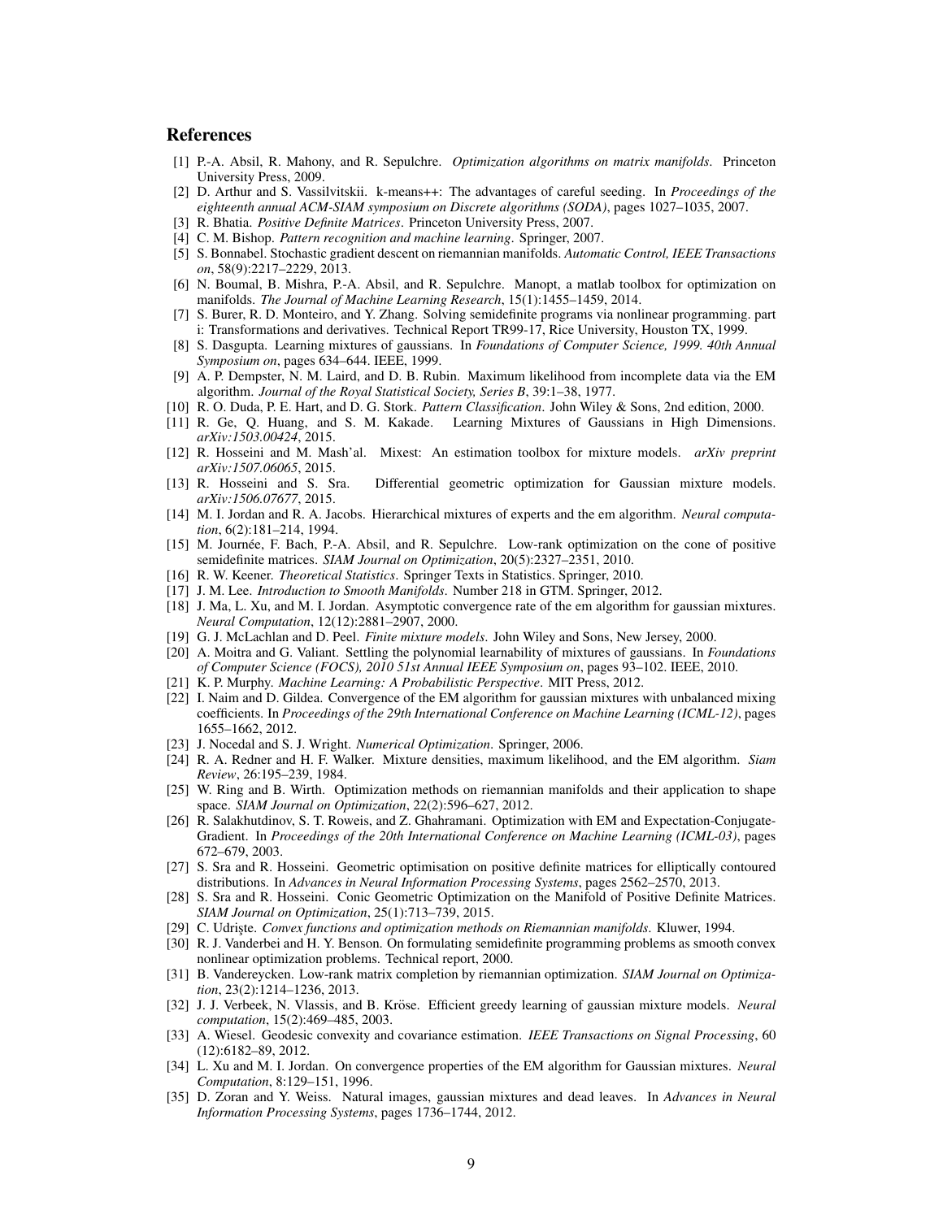## References

[1] P.-A. Absil, R. Mahony, and R. Sepulchre. *Optimization algorithms on matrix manifolds*. Princeton University Press, 2009.

[2] D. Arthur and S. Vassilvitskii. k-means++: The advantages of careful seeding. In *Proceedings of the eighteenth annual ACM-SIAM symposium on Discrete algorithms (SODA)*, pages 1027–1035, 2007.

[3] R. Bhatia. *Positive Definite Matrices*. Princeton University Press, 2007.

[4] C. M. Bishop. *Pattern recognition and machine learning*. Springer, 2007.

[5] S. Bonnabel. Stochastic gradient descent on riemannian manifolds. *Automatic Control, IEEE Transactions on*, 58(9):2217–2229, 2013.

[6] N. Boumal, B. Mishra, P.-A. Absil, and R. Sepulchre. Manopt, a matlab toolbox for optimization on manifolds. *The Journal of Machine Learning Research*, 15(1):1455–1459, 2014.

[7] S. Burer, R. D. Monteiro, and Y. Zhang. Solving semidefinite programs via nonlinear programming. part i: Transformations and derivatives. Technical Report TR99-17, Rice University, Houston TX, 1999.

[8] S. Dasgupta. Learning mixtures of gaussians. In *Foundations of Computer Science, 1999. 40th Annual Symposium on*, pages 634–644. IEEE, 1999.

[9] A. P. Dempster, N. M. Laird, and D. B. Rubin. Maximum likelihood from incomplete data via the EM algorithm. *Journal of the Royal Statistical Society, Series B*, 39:1–38, 1977.

[10] R. O. Duda, P. E. Hart, and D. G. Stork. *Pattern Classification*. John Wiley & Sons, 2nd edition, 2000.

[11] R. Ge, Q. Huang, and S. M. Kakade. Learning Mixtures of Gaussians in High Dimensions. *arXiv:1503.00424*, 2015.

[12] R. Hosseini and M. Mash'al. Mixest: An estimation toolbox for mixture models. *arXiv preprint arXiv:1507.06065*, 2015.

[13] R. Hosseini and S. Sra. Differential geometric optimization for Gaussian mixture models. *arXiv:1506.07677*, 2015.

[14] M. I. Jordan and R. A. Jacobs. Hierarchical mixtures of experts and the em algorithm. *Neural computation*, 6(2):181–214, 1994.

[15] M. Journée, F. Bach, P.-A. Absil, and R. Sepulchre. Low-rank optimization on the cone of positive semidefinite matrices. *SIAM Journal on Optimization*, 20(5):2327–2351, 2010.

[16] R. W. Keener. *Theoretical Statistics*. Springer Texts in Statistics. Springer, 2010.

[17] J. M. Lee. *Introduction to Smooth Manifolds*. Number 218 in GTM. Springer, 2012.

[18] J. Ma, L. Xu, and M. I. Jordan. Asymptotic convergence rate of the em algorithm for gaussian mixtures. *Neural Computation*, 12(12):2881–2907, 2000.

[19] G. J. McLachlan and D. Peel. *Finite mixture models*. John Wiley and Sons, New Jersey, 2000.

[20] A. Moitra and G. Valiant. Settling the polynomial learnability of mixtures of gaussians. In *Foundations of Computer Science (FOCS), 2010 51st Annual IEEE Symposium on*, pages 93–102. IEEE, 2010.

[21] K. P. Murphy. *Machine Learning: A Probabilistic Perspective*. MIT Press, 2012.

[22] I. Naim and D. Gildea. Convergence of the EM algorithm for gaussian mixtures with unbalanced mixing coefficients. In *Proceedings of the 29th International Conference on Machine Learning (ICML-12)*, pages 1655–1662, 2012.

[23] J. Nocedal and S. J. Wright. *Numerical Optimization*. Springer, 2006.

[24] R. A. Redner and H. F. Walker. Mixture densities, maximum likelihood, and the EM algorithm. *Siam Review*, 26:195–239, 1984.

[25] W. Ring and B. Wirth. Optimization methods on riemannian manifolds and their application to shape space. *SIAM Journal on Optimization*, 22(2):596–627, 2012.

[26] R. Salakhutdinov, S. T. Roweis, and Z. Ghahramani. Optimization with EM and Expectation-Conjugate-Gradient. In *Proceedings of the 20th International Conference on Machine Learning (ICML-03)*, pages 672–679, 2003.

[27] S. Sra and R. Hosseini. Geometric optimisation on positive definite matrices for elliptically contoured distributions. In *Advances in Neural Information Processing Systems*, pages 2562–2570, 2013.

[28] S. Sra and R. Hosseini. Conic Geometric Optimization on the Manifold of Positive Definite Matrices. *SIAM Journal on Optimization*, 25(1):713–739, 2015.

[29] C. Udrişte. *Convex functions and optimization methods on Riemannian manifolds*. Kluwer, 1994.

[30] R. J. Vanderbei and H. Y. Benson. On formulating semidefinite programming problems as smooth convex nonlinear optimization problems. Technical report, 2000.

[31] B. Vandereycken. Low-rank matrix completion by riemannian optimization. *SIAM Journal on Optimization*, 23(2):1214–1236, 2013.

[32] J. J. Verbeek, N. Vlassis, and B. Kröse. Efficient greedy learning of gaussian mixture models. *Neural computation*, 15(2):469–485, 2003.

[33] A. Wiesel. Geodesic convexity and covariance estimation. *IEEE Transactions on Signal Processing*, 60 (12):6182–89, 2012.

[34] L. Xu and M. I. Jordan. On convergence properties of the EM algorithm for Gaussian mixtures. *Neural Computation*, 8:129–151, 1996.

[35] D. Zoran and Y. Weiss. Natural images, gaussian mixtures and dead leaves. In *Advances in Neural Information Processing Systems*, pages 1736–1744, 2012.